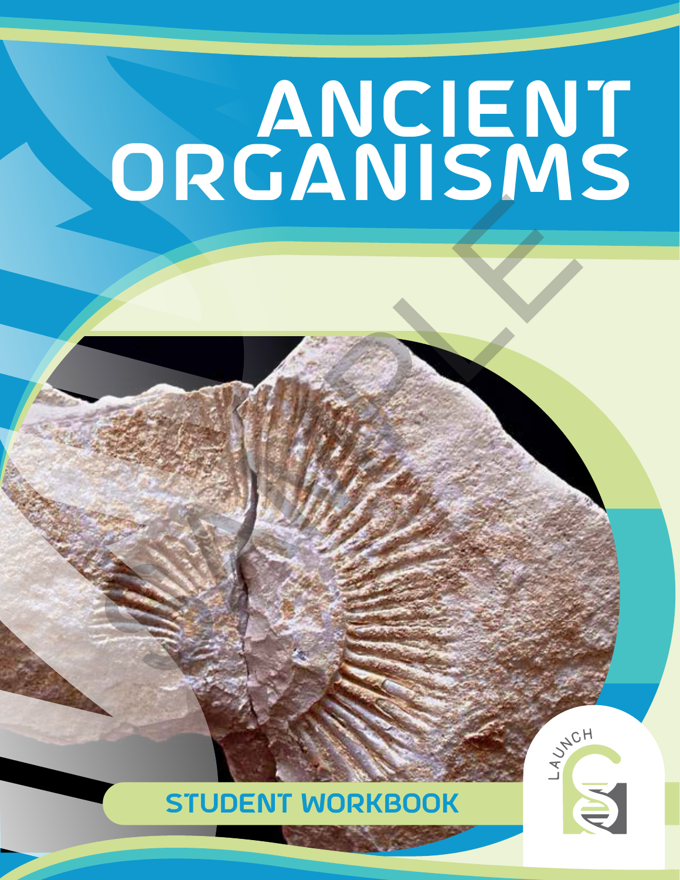# ANCIENT ORGANISMS

STUDENT WORKBOOK

LAUNCH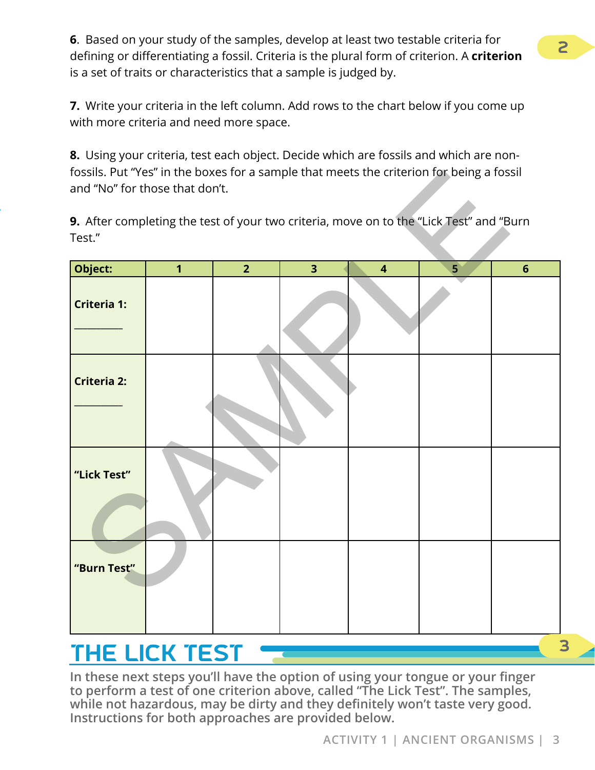**6**. Based on your study of the samples, develop at least two testable criteria for defining or differentiating a fossil. Criteria is the plural form of criterion. A **criterion** is a set of traits or characteristics that a sample is judged by.

**7.** Write your criteria in the left column. Add rows to the chart below if you come up with more criteria and need more space.

**8.** Using your criteria, test each object. Decide which are fossils and which are non-fossils. Put "Yes" in the boxes for a sample that meets the criterion for being a fossil and "No" for those that don't.

**9.** After completing the test of your two criteria, move on to the "Lick Test" and "Burn Test."

| Object: | 1 | 2 | 3 | 4 | 5 | 6 |
|---|---|---|---|---|---|---|
| Criteria 1: ________ | | | | | | |
| Criteria 2: ________ | | | | | | |
| "Lick Test" | | | | | | |
| "Burn Test" | | | | | | |

## THE LICK TEST

**In these next steps you'll have the option of using your tongue or your finger to perform a test of one criterion above, called "The Lick Test". The samples, while not hazardous, may be dirty and they definitely won't taste very good. Instructions for both approaches are provided below.**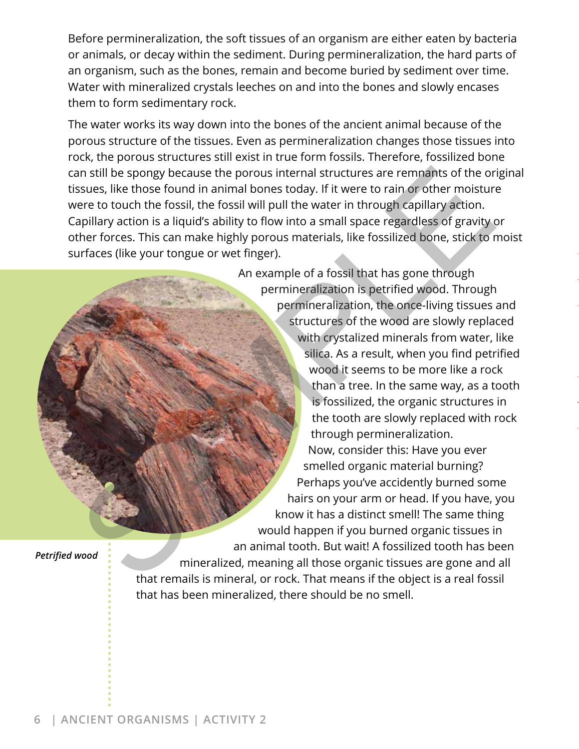Before permineralization, the soft tissues of an organism are either eaten by bacteria or animals, or decay within the sediment. During permineralization, the hard parts of an organism, such as the bones, remain and become buried by sediment over time. Water with mineralized crystals leeches on and into the bones and slowly encases them to form sedimentary rock.

The water works its way down into the bones of the ancient animal because of the porous structure of the tissues. Even as permineralization changes those tissues into rock, the porous structures still exist in true form fossils. Therefore, fossilized bone can still be spongy because the porous internal structures are remnants of the original tissues, like those found in animal bones today. If it were to rain or other moisture were to touch the fossil, the fossil will pull the water in through capillary action. Capillary action is a liquid's ability to flow into a small space regardless of gravity or other forces. This can make highly porous materials, like fossilized bone, stick to moist surfaces (like your tongue or wet finger).

An example of a fossil that has gone through permineralization is petrified wood. Through permineralization, the once-living tissues and structures of the wood are slowly replaced with crystalized minerals from water, like silica. As a result, when you find petrified wood it seems to be more like a rock than a tree. In the same way, as a tooth is fossilized, the organic structures in the tooth are slowly replaced with rock through permineralization.

Now, consider this: Have you ever smelled organic material burning? Perhaps you've accidently burned some hairs on your arm or head. If you have, you know it has a distinct smell! The same thing would happen if you burned organic tissues in an animal tooth. But wait! A fossilized tooth has been mineralized, meaning all those organic tissues are gone and all that remails is mineral, or rock. That means if the object is a real fossil that has been mineralized, there should be no smell.

*Petrified wood*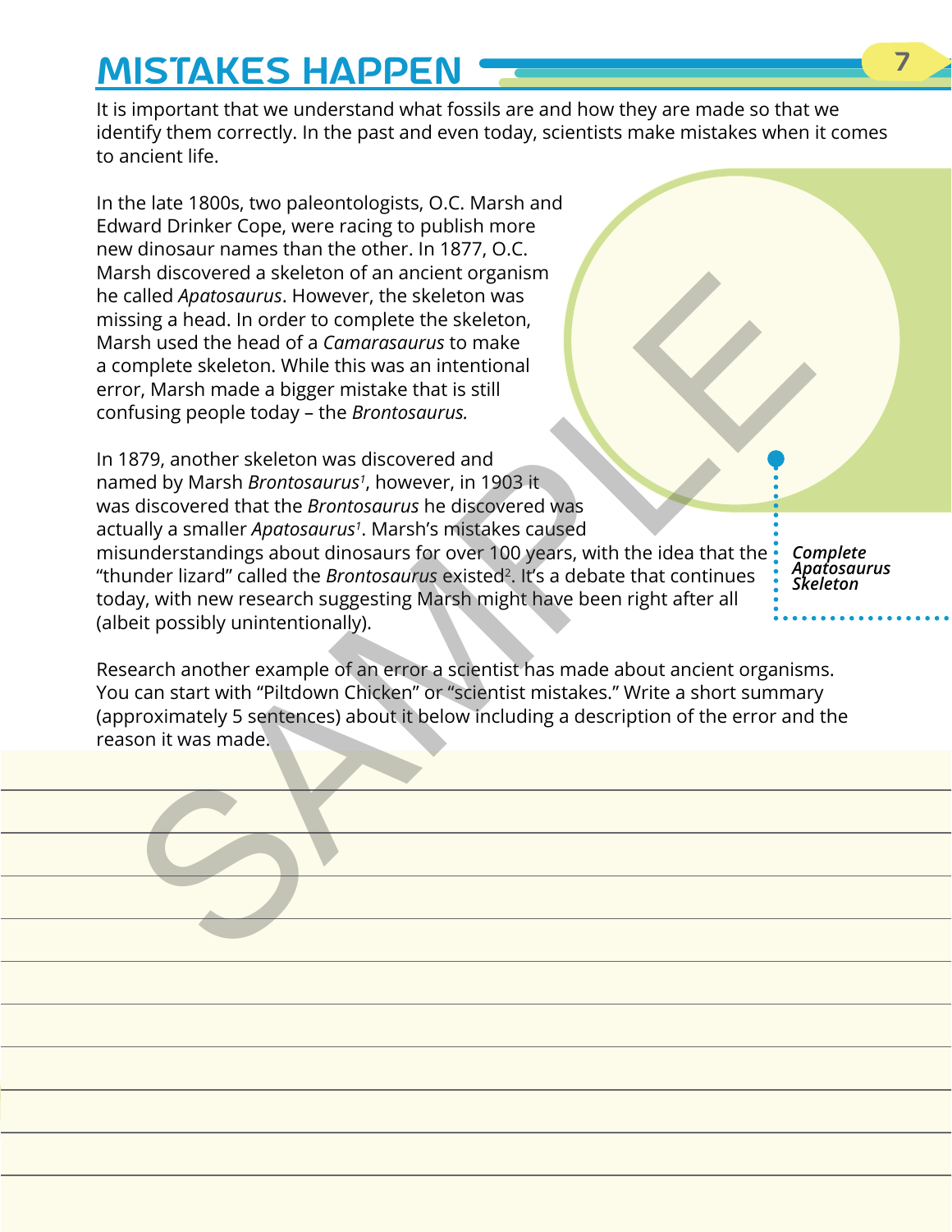# MISTAKES HAPPEN

It is important that we understand what fossils are and how they are made so that we identify them correctly. In the past and even today, scientists make mistakes when it comes to ancient life.

In the late 1800s, two paleontologists, O.C. Marsh and Edward Drinker Cope, were racing to publish more new dinosaur names than the other. In 1877, O.C. Marsh discovered a skeleton of an ancient organism he called *Apatosaurus*. However, the skeleton was missing a head. In order to complete the skeleton, Marsh used the head of a *Camarasaurus* to make a complete skeleton. While this was an intentional error, Marsh made a bigger mistake that is still confusing people today – the *Brontosaurus.*

In 1879, another skeleton was discovered and named by Marsh *Brontosaurus*[1], however, in 1903 it was discovered that the *Brontosaurus* he discovered was actually a smaller *Apatosaurus*[1]. Marsh's mistakes caused misunderstandings about dinosaurs for over 100 years, with the idea that the "thunder lizard" called the *Brontosaurus* existed[2]. It's a debate that continues today, with new research suggesting Marsh might have been right after all (albeit possibly unintentionally).

***Complete Apatosaurus Skeleton***

Research another example of an error a scientist has made about ancient organisms. You can start with "Piltdown Chicken" or "scientist mistakes." Write a short summary (approximately 5 sentences) about it below including a description of the error and the reason it was made.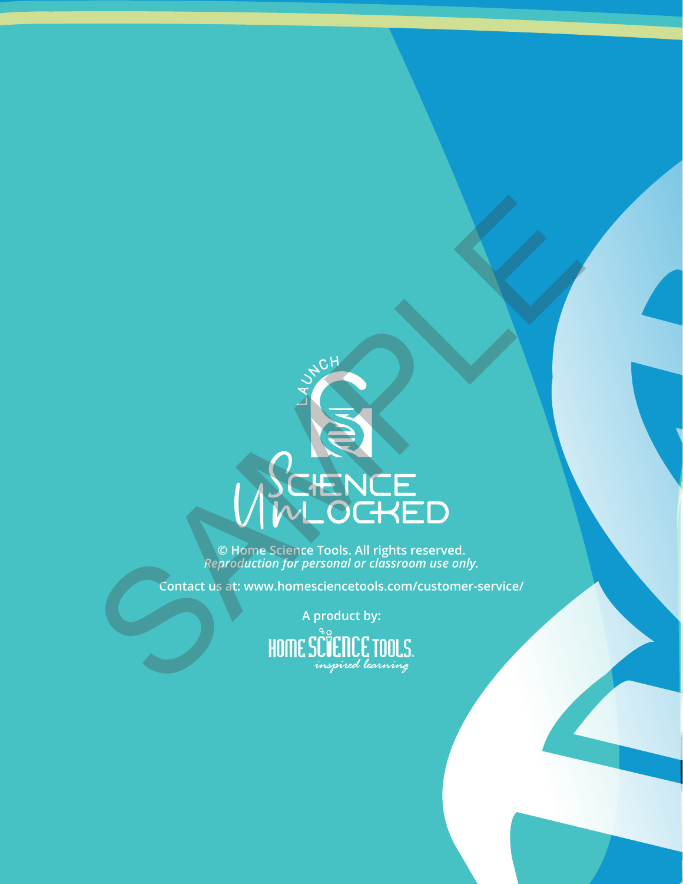LAUNCH

SCIENCE UNLOCKED

© Home Science Tools. All rights reserved.
*Reproduction for personal or classroom use only.*

Contact us at: www.homesciencetools.com/customer-service/

A product by:

HOME SCIENCE TOOLS.
*inspired learning*